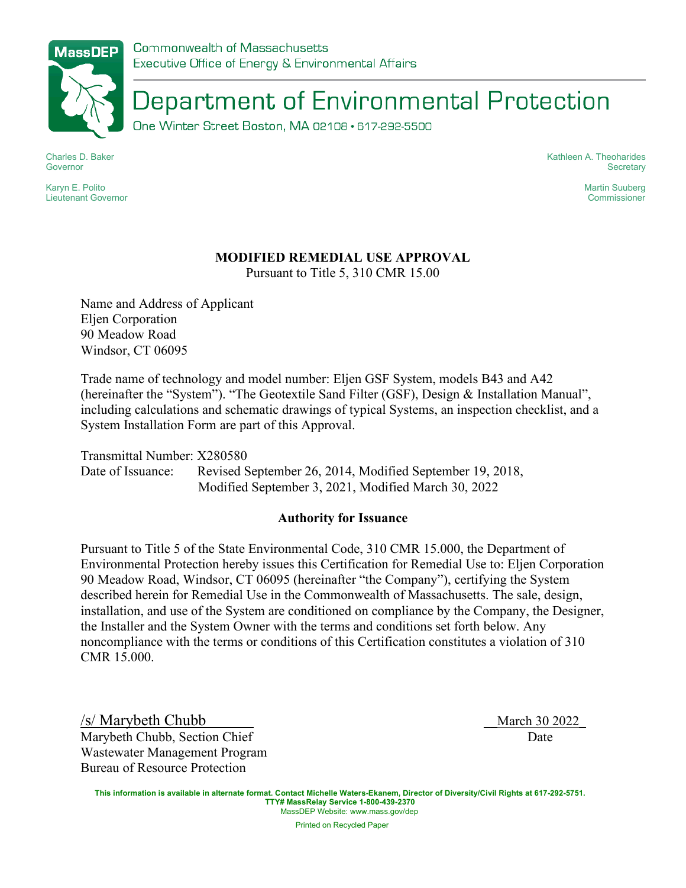Commonwealth of Massachusetts
Executive Office of Energy & Environmental Affairs

# Department of Environmental Protection

One Winter Street Boston, MA 02108 • 617-292-5500

Charles D. Baker
Governor

Karyn E. Polito
Lieutenant Governor

Kathleen A. Theoharides
Secretary

Martin Suuberg
Commissioner

**MODIFIED REMEDIAL USE APPROVAL**
Pursuant to Title 5, 310 CMR 15.00

Name and Address of Applicant
Eljen Corporation
90 Meadow Road
Windsor, CT 06095

Trade name of technology and model number: Eljen GSF System, models B43 and A42 (hereinafter the "System"). "The Geotextile Sand Filter (GSF), Design & Installation Manual", including calculations and schematic drawings of typical Systems, an inspection checklist, and a System Installation Form are part of this Approval.

Transmittal Number: X280580
Date of Issuance: Revised September 26, 2014, Modified September 19, 2018, Modified September 3, 2021, Modified March 30, 2022

**Authority for Issuance**

Pursuant to Title 5 of the State Environmental Code, 310 CMR 15.000, the Department of Environmental Protection hereby issues this Certification for Remedial Use to: Eljen Corporation 90 Meadow Road, Windsor, CT 06095 (hereinafter "the Company"), certifying the System described herein for Remedial Use in the Commonwealth of Massachusetts. The sale, design, installation, and use of the System are conditioned on compliance by the Company, the Designer, the Installer and the System Owner with the terms and conditions set forth below. Any noncompliance with the terms or conditions of this Certification constitutes a violation of 310 CMR 15.000.

/s/ Marybeth Chubb
Marybeth Chubb, Section Chief
Wastewater Management Program
Bureau of Resource Protection

March 30 2022
Date

This information is available in alternate format. Contact Michelle Waters-Ekanem, Director of Diversity/Civil Rights at 617-292-5751.
TTY# MassRelay Service 1-800-439-2370
MassDEP Website: www.mass.gov/dep

Printed on Recycled Paper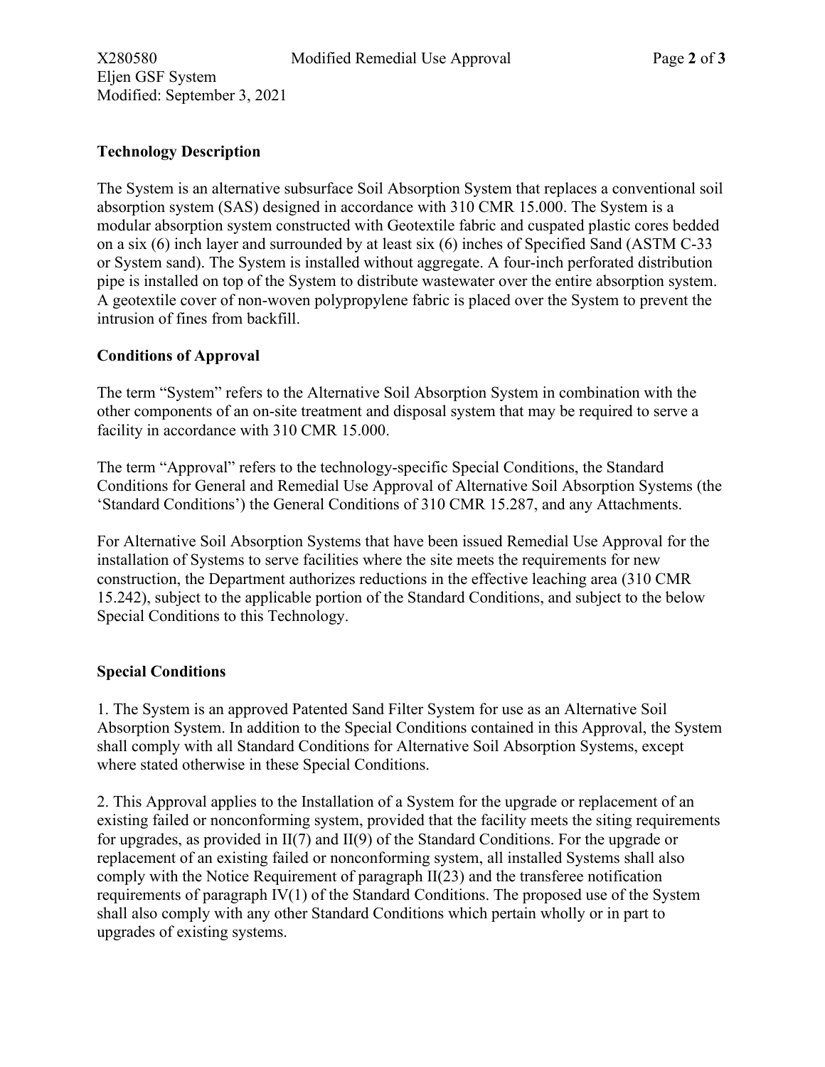**Technology Description**

The System is an alternative subsurface Soil Absorption System that replaces a conventional soil absorption system (SAS) designed in accordance with 310 CMR 15.000. The System is a modular absorption system constructed with Geotextile fabric and cuspated plastic cores bedded on a six (6) inch layer and surrounded by at least six (6) inches of Specified Sand (ASTM C-33 or System sand). The System is installed without aggregate. A four-inch perforated distribution pipe is installed on top of the System to distribute wastewater over the entire absorption system. A geotextile cover of non-woven polypropylene fabric is placed over the System to prevent the intrusion of fines from backfill.

**Conditions of Approval**

The term "System" refers to the Alternative Soil Absorption System in combination with the other components of an on-site treatment and disposal system that may be required to serve a facility in accordance with 310 CMR 15.000.

The term "Approval" refers to the technology-specific Special Conditions, the Standard Conditions for General and Remedial Use Approval of Alternative Soil Absorption Systems (the 'Standard Conditions') the General Conditions of 310 CMR 15.287, and any Attachments.

For Alternative Soil Absorption Systems that have been issued Remedial Use Approval for the installation of Systems to serve facilities where the site meets the requirements for new construction, the Department authorizes reductions in the effective leaching area (310 CMR 15.242), subject to the applicable portion of the Standard Conditions, and subject to the below Special Conditions to this Technology.

**Special Conditions**

1. The System is an approved Patented Sand Filter System for use as an Alternative Soil Absorption System. In addition to the Special Conditions contained in this Approval, the System shall comply with all Standard Conditions for Alternative Soil Absorption Systems, except where stated otherwise in these Special Conditions.

2. This Approval applies to the Installation of a System for the upgrade or replacement of an existing failed or nonconforming system, provided that the facility meets the siting requirements for upgrades, as provided in II(7) and II(9) of the Standard Conditions. For the upgrade or replacement of an existing failed or nonconforming system, all installed Systems shall also comply with the Notice Requirement of paragraph II(23) and the transferee notification requirements of paragraph IV(1) of the Standard Conditions. The proposed use of the System shall also comply with any other Standard Conditions which pertain wholly or in part to upgrades of existing systems.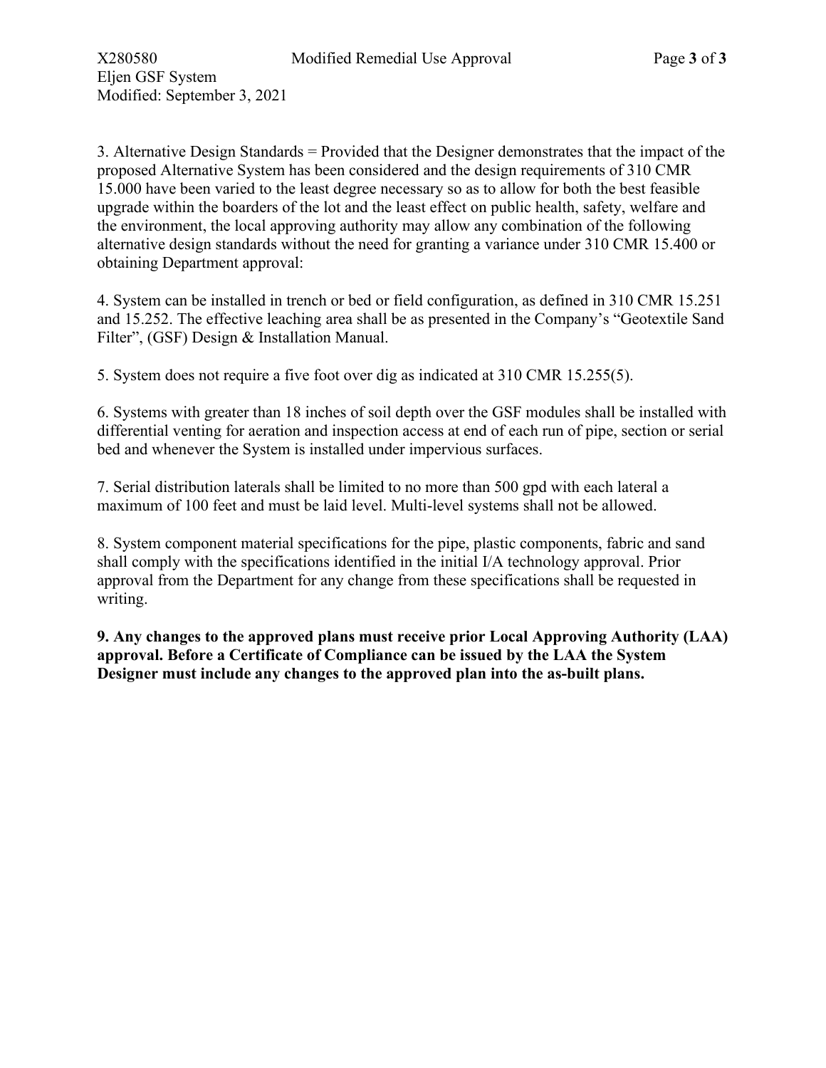3. Alternative Design Standards = Provided that the Designer demonstrates that the impact of the proposed Alternative System has been considered and the design requirements of 310 CMR 15.000 have been varied to the least degree necessary so as to allow for both the best feasible upgrade within the boarders of the lot and the least effect on public health, safety, welfare and the environment, the local approving authority may allow any combination of the following alternative design standards without the need for granting a variance under 310 CMR 15.400 or obtaining Department approval:

4. System can be installed in trench or bed or field configuration, as defined in 310 CMR 15.251 and 15.252. The effective leaching area shall be as presented in the Company's "Geotextile Sand Filter", (GSF) Design & Installation Manual.

5. System does not require a five foot over dig as indicated at 310 CMR 15.255(5).

6. Systems with greater than 18 inches of soil depth over the GSF modules shall be installed with differential venting for aeration and inspection access at end of each run of pipe, section or serial bed and whenever the System is installed under impervious surfaces.

7. Serial distribution laterals shall be limited to no more than 500 gpd with each lateral a maximum of 100 feet and must be laid level. Multi-level systems shall not be allowed.

8. System component material specifications for the pipe, plastic components, fabric and sand shall comply with the specifications identified in the initial I/A technology approval. Prior approval from the Department for any change from these specifications shall be requested in writing.

**9. Any changes to the approved plans must receive prior Local Approving Authority (LAA) approval. Before a Certificate of Compliance can be issued by the LAA the System Designer must include any changes to the approved plan into the as-built plans.**